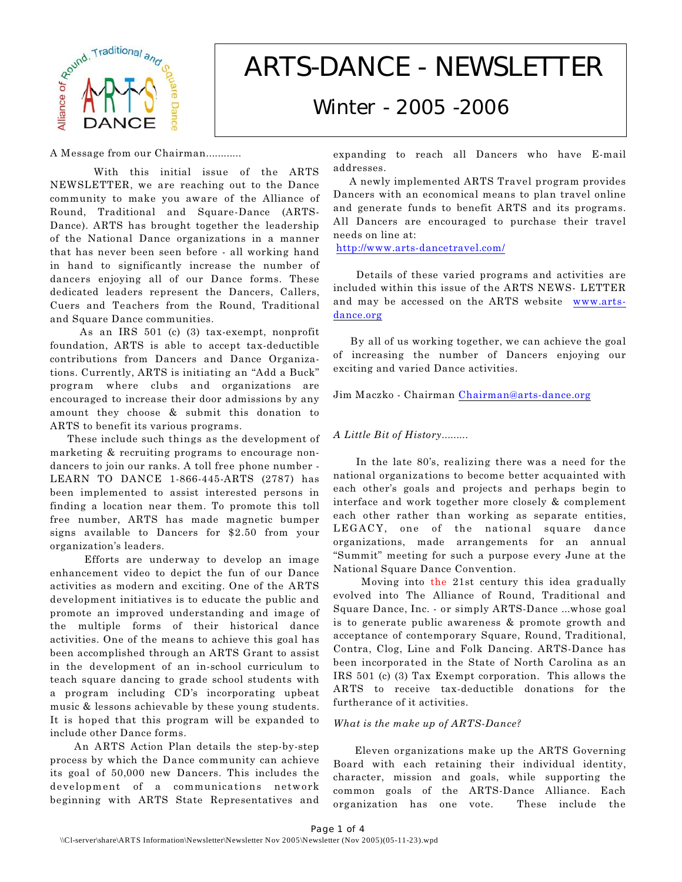# ARTS-DANCE - NEWSLETTER

## Winter - 2005 -2006

A Message from our Chairman............

With this initial issue of the ARTS NEWSLETTER, we are reaching out to the Dance community to make you aware of the Alliance of Round, Traditional and Square-Dance (ARTS-Dance). ARTS has brought together the leadership of the National Dance organizations in a manner that has never been seen before - all working hand in hand to significantly increase the number of dancers enjoying all of our Dance forms. These dedicated leaders represent the Dancers, Callers, Cuers and Teachers from the Round, Traditional and Square Dance communities.

As an IRS 501 (c) (3) tax-exempt, nonprofit foundation, ARTS is able to accept tax-deductible contributions from Dancers and Dance Organizations. Currently, ARTS is initiating an "Add a Buck" program where clubs and organizations are encouraged to increase their door admissions by any amount they choose & submit this donation to ARTS to benefit its various programs.

These include such things as the development of marketing & recruiting programs to encourage non-dancers to join our ranks. A toll free phone number - LEARN TO DANCE 1-866-445-ARTS (2787) has been implemented to assist interested persons in finding a location near them. To promote this toll free number, ARTS has made magnetic bumper signs available to Dancers for $2.50 from your organization's leaders.

Efforts are underway to develop an image enhancement video to depict the fun of our Dance activities as modern and exciting. One of the ARTS development initiatives is to educate the public and promote an improved understanding and image of the multiple forms of their historical dance activities. One of the means to achieve this goal has been accomplished through an ARTS Grant to assist in the development of an in-school curriculum to teach square dancing to grade school students with a program including CD's incorporating upbeat music & lessons achievable by these young students. It is hoped that this program will be expanded to include other Dance forms.

An ARTS Action Plan details the step-by-step process by which the Dance community can achieve its goal of 50,000 new Dancers. This includes the development of a communications network beginning with ARTS State Representatives and expanding to reach all Dancers who have E-mail addresses.

A newly implemented ARTS Travel program provides Dancers with an economical means to plan travel online and generate funds to benefit ARTS and its programs. All Dancers are encouraged to purchase their travel needs on line at:
http://www.arts-dancetravel.com/

Details of these varied programs and activities are included within this issue of the ARTS NEWS- LETTER and may be accessed on the ARTS website www.arts-dance.org

By all of us working together, we can achieve the goal of increasing the number of Dancers enjoying our exciting and varied Dance activities.

Jim Maczko - Chairman Chairman@arts-dance.org

*A Little Bit of History.........*

In the late 80's, realizing there was a need for the national organizations to become better acquainted with each other's goals and projects and perhaps begin to interface and work together more closely & complement each other rather than working as separate entities, LEGACY, one of the national square dance organizations, made arrangements for an annual "Summit" meeting for such a purpose every June at the National Square Dance Convention.

Moving into the 21st century this idea gradually evolved into The Alliance of Round, Traditional and Square Dance, Inc. - or simply ARTS-Dance ...whose goal is to generate public awareness & promote growth and acceptance of contemporary Square, Round, Traditional, Contra, Clog, Line and Folk Dancing. ARTS-Dance has been incorporated in the State of North Carolina as an IRS 501 (c) (3) Tax Exempt corporation. This allows the ARTS to receive tax-deductible donations for the furtherance of it activities.

*What is the make up of ARTS-Dance?*

Eleven organizations make up the ARTS Governing Board with each retaining their individual identity, character, mission and goals, while supporting the common goals of the ARTS-Dance Alliance. Each organization has one vote. These include the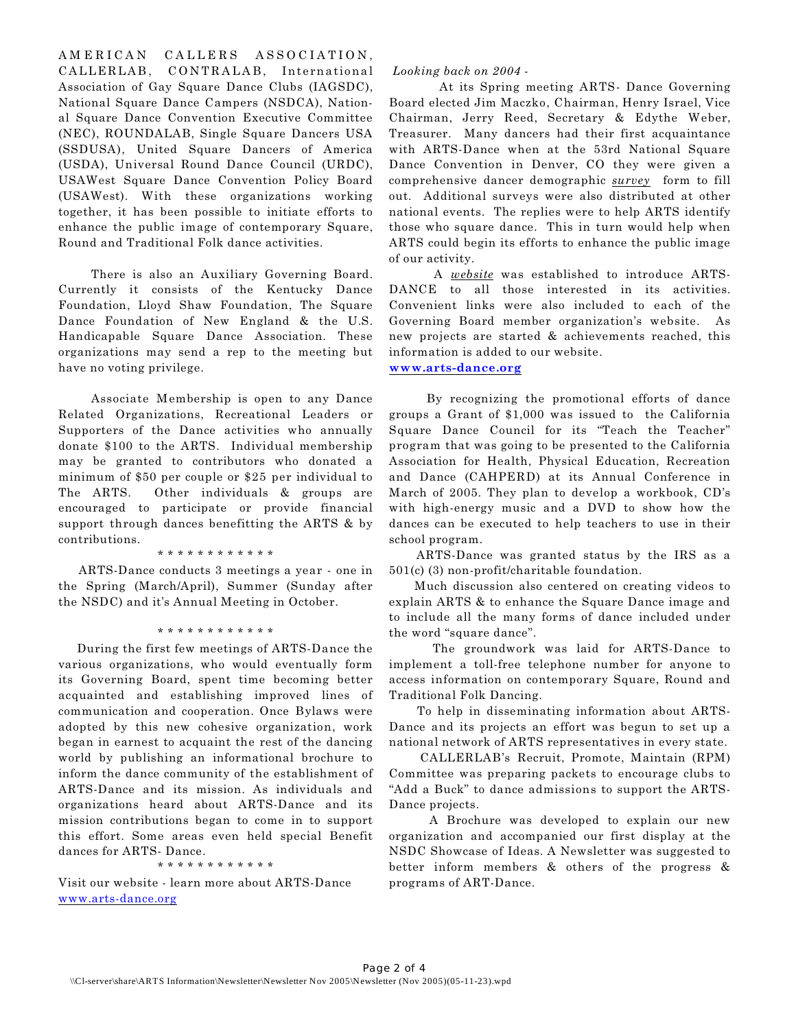AMERICAN CALLERS ASSOCIATION, CALLERLAB, CONTRALAB, International Association of Gay Square Dance Clubs (IAGSDC), National Square Dance Campers (NSDCA), National Square Dance Convention Executive Committee (NEC), ROUNDALAB, Single Square Dancers USA (SSDUSA), United Square Dancers of America (USDA), Universal Round Dance Council (URDC), USAWest Square Dance Convention Policy Board (USAWest). With these organizations working together, it has been possible to initiate efforts to enhance the public image of contemporary Square, Round and Traditional Folk dance activities.

There is also an Auxiliary Governing Board. Currently it consists of the Kentucky Dance Foundation, Lloyd Shaw Foundation, The Square Dance Foundation of New England & the U.S. Handicapable Square Dance Association. These organizations may send a rep to the meeting but have no voting privilege.

Associate Membership is open to any Dance Related Organizations, Recreational Leaders or Supporters of the Dance activities who annually donate $100 to the ARTS. Individual membership may be granted to contributors who donated a minimum of $50 per couple or $25 per individual to The ARTS. Other individuals & groups are encouraged to participate or provide financial support through dances benefitting the ARTS & by contributions.

* * * * * * * * * * * *

ARTS-Dance conducts 3 meetings a year - one in the Spring (March/April), Summer (Sunday after the NSDC) and it's Annual Meeting in October.

* * * * * * * * * * * *

During the first few meetings of ARTS-Dance the various organizations, who would eventually form its Governing Board, spent time becoming better acquainted and establishing improved lines of communication and cooperation. Once Bylaws were adopted by this new cohesive organization, work began in earnest to acquaint the rest of the dancing world by publishing an informational brochure to inform the dance community of the establishment of ARTS-Dance and its mission. As individuals and organizations heard about ARTS-Dance and its mission contributions began to come in to support this effort. Some areas even held special Benefit dances for ARTS- Dance.

* * * * * * * * * * * *

Visit our website - learn more about ARTS-Dance
www.arts-dance.org

*Looking back on 2004 -*

At its Spring meeting ARTS- Dance Governing Board elected Jim Maczko, Chairman, Henry Israel, Vice Chairman, Jerry Reed, Secretary & Edythe Weber, Treasurer. Many dancers had their first acquaintance with ARTS-Dance when at the 53rd National Square Dance Convention in Denver, CO they were given a comprehensive dancer demographic *survey* form to fill out. Additional surveys were also distributed at other national events. The replies were to help ARTS identify those who square dance. This in turn would help when ARTS could begin its efforts to enhance the public image of our activity.

A *website* was established to introduce ARTS-DANCE to all those interested in its activities. Convenient links were also included to each of the Governing Board member organization's website. As new projects are started & achievements reached, this information is added to our website.

**www.arts-dance.org**

By recognizing the promotional efforts of dance groups a Grant of $1,000 was issued to the California Square Dance Council for its "Teach the Teacher" program that was going to be presented to the California Association for Health, Physical Education, Recreation and Dance (CAHPERD) at its Annual Conference in March of 2005. They plan to develop a workbook, CD's with high-energy music and a DVD to show how the dances can be executed to help teachers to use in their school program.

ARTS-Dance was granted status by the IRS as a 501(c) (3) non-profit/charitable foundation.

Much discussion also centered on creating videos to explain ARTS & to enhance the Square Dance image and to include all the many forms of dance included under the word "square dance".

The groundwork was laid for ARTS-Dance to implement a toll-free telephone number for anyone to access information on contemporary Square, Round and Traditional Folk Dancing.

To help in disseminating information about ARTS-Dance and its projects an effort was begun to set up a national network of ARTS representatives in every state.

CALLERLAB's Recruit, Promote, Maintain (RPM) Committee was preparing packets to encourage clubs to "Add a Buck" to dance admissions to support the ARTS-Dance projects.

A Brochure was developed to explain our new organization and accompanied our first display at the NSDC Showcase of Ideas. A Newsletter was suggested to better inform members & others of the progress & programs of ART-Dance.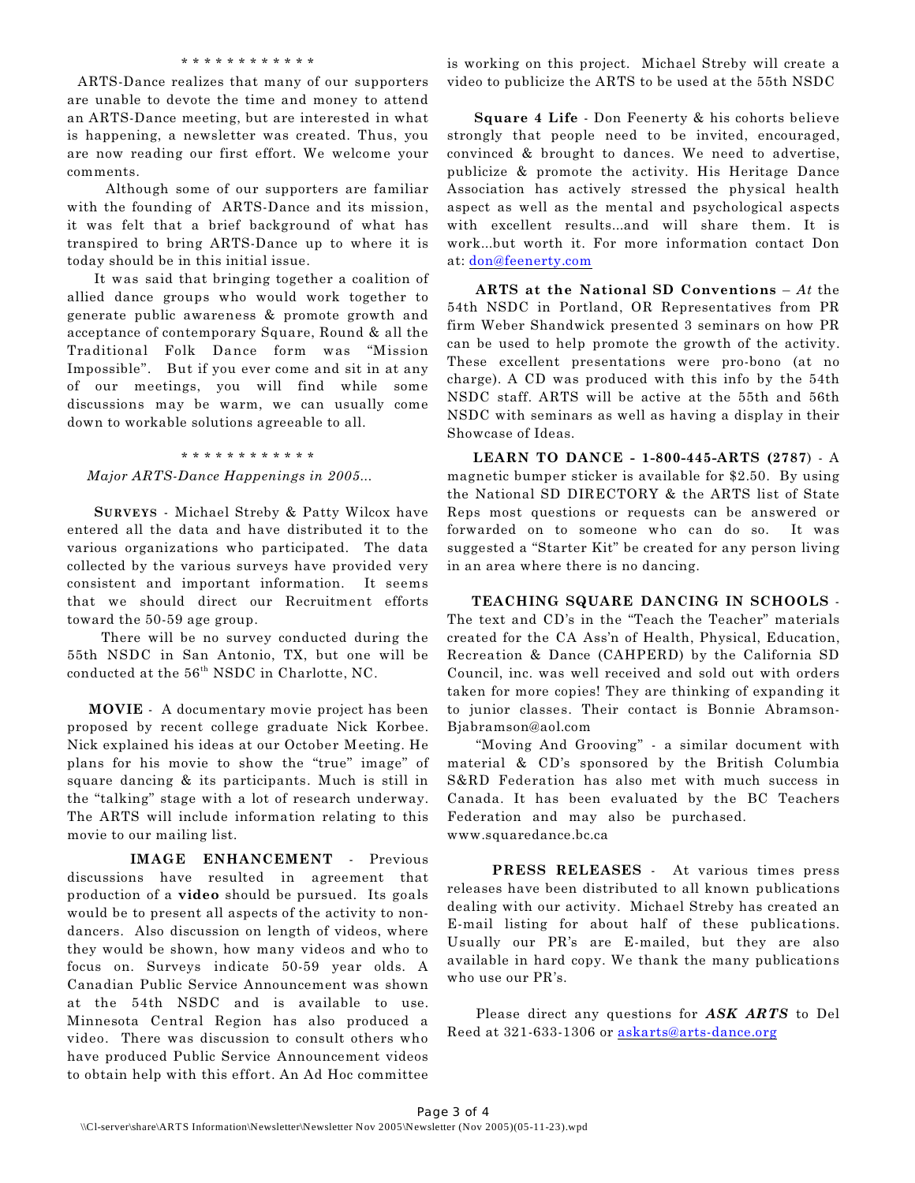\* \* \* \* \* \* \* \* \* \* \* \*

ARTS-Dance realizes that many of our supporters are unable to devote the time and money to attend an ARTS-Dance meeting, but are interested in what is happening, a newsletter was created. Thus, you are now reading our first effort. We welcome your comments.

Although some of our supporters are familiar with the founding of ARTS-Dance and its mission, it was felt that a brief background of what has transpired to bring ARTS-Dance up to where it is today should be in this initial issue.

It was said that bringing together a coalition of allied dance groups who would work together to generate public awareness & promote growth and acceptance of contemporary Square, Round & all the Traditional Folk Dance form was "Mission Impossible". But if you ever come and sit in at any of our meetings, you will find while some discussions may be warm, we can usually come down to workable solutions agreeable to all.

\* \* \* \* \* \* \* \* \* \* \* \*

*Major ARTS-Dance Happenings in 2005...*

**SURVEYS** - Michael Streby & Patty Wilcox have entered all the data and have distributed it to the various organizations who participated. The data collected by the various surveys have provided very consistent and important information. It seems that we should direct our Recruitment efforts toward the 50-59 age group.

There will be no survey conducted during the 55th NSDC in San Antonio, TX, but one will be conducted at the 56th NSDC in Charlotte, NC.

**MOVIE** - A documentary movie project has been proposed by recent college graduate Nick Korbee. Nick explained his ideas at our October Meeting. He plans for his movie to show the "true" image" of square dancing & its participants. Much is still in the "talking" stage with a lot of research underway. The ARTS will include information relating to this movie to our mailing list.

**IMAGE ENHANCEMENT** - Previous discussions have resulted in agreement that production of a **video** should be pursued. Its goals would be to present all aspects of the activity to non-dancers. Also discussion on length of videos, where they would be shown, how many videos and who to focus on. Surveys indicate 50-59 year olds. A Canadian Public Service Announcement was shown at the 54th NSDC and is available to use. Minnesota Central Region has also produced a video. There was discussion to consult others who have produced Public Service Announcement videos to obtain help with this effort. An Ad Hoc committee is working on this project. Michael Streby will create a video to publicize the ARTS to be used at the 55th NSDC

**Square 4 Life** - Don Feenerty & his cohorts believe strongly that people need to be invited, encouraged, convinced & brought to dances. We need to advertise, publicize & promote the activity. His Heritage Dance Association has actively stressed the physical health aspect as well as the mental and psychological aspects with excellent results...and will share them. It is work...but worth it. For more information contact Don at: don@feenerty.com

**ARTS at the National SD Conventions** – *At* the 54th NSDC in Portland, OR Representatives from PR firm Weber Shandwick presented 3 seminars on how PR can be used to help promote the growth of the activity. These excellent presentations were pro-bono (at no charge). A CD was produced with this info by the 54th NSDC staff. ARTS will be active at the 55th and 56th NSDC with seminars as well as having a display in their Showcase of Ideas.

**LEARN TO DANCE - 1-800-445-ARTS (2787)** - A magnetic bumper sticker is available for $2.50. By using the National SD DIRECTORY & the ARTS list of State Reps most questions or requests can be answered or forwarded on to someone who can do so. It was suggested a "Starter Kit" be created for any person living in an area where there is no dancing.

**TEACHING SQUARE DANCING IN SCHOOLS** - The text and CD's in the "Teach the Teacher" materials created for the CA Ass'n of Health, Physical, Education, Recreation & Dance (CAHPERD) by the California SD Council, inc. was well received and sold out with orders taken for more copies! They are thinking of expanding it to junior classes. Their contact is Bonnie Abramson-Bjabramson@aol.com

"Moving And Grooving" - a similar document with material & CD's sponsored by the British Columbia S&RD Federation has also met with much success in Canada. It has been evaluated by the BC Teachers Federation and may also be purchased. www.squaredance.bc.ca

**PRESS RELEASES** - At various times press releases have been distributed to all known publications dealing with our activity. Michael Streby has created an E-mail listing for about half of these publications. Usually our PR's are E-mailed, but they are also available in hard copy. We thank the many publications who use our PR's.

Please direct any questions for ***ASK ARTS*** to Del Reed at 321-633-1306 or askarts@arts-dance.org

\\Cl-server\share\ARTS Information\Newsletter\Newsletter Nov 2005\Newsletter (Nov 2005)(05-11-23).wpd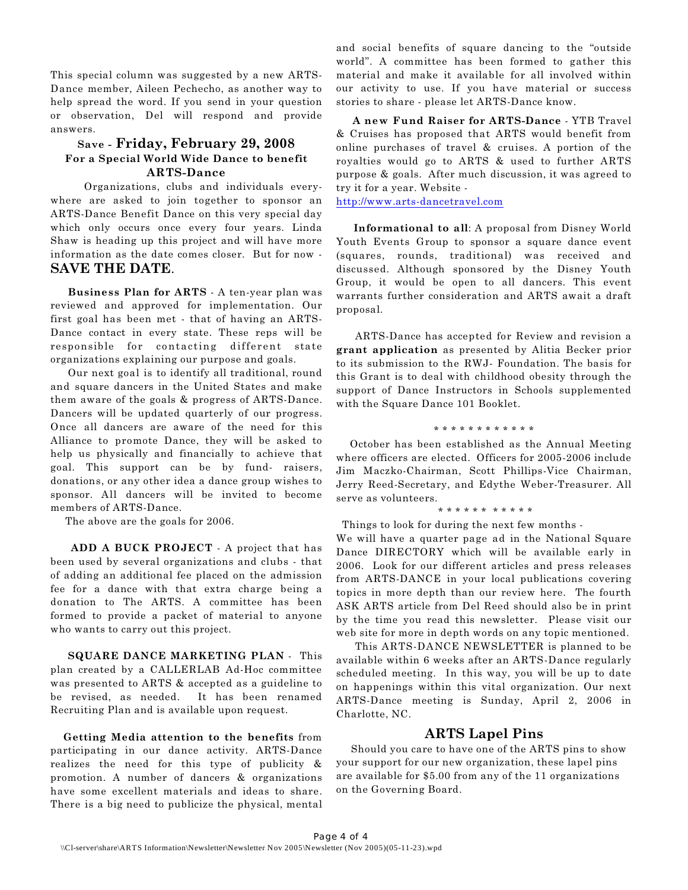This special column was suggested by a new ARTS-Dance member, Aileen Pechecho, as another way to help spread the word. If you send in your question or observation, Del will respond and provide answers.

## Save - Friday, February 29, 2008
### For a Special World Wide Dance to benefit ARTS-Dance

Organizations, clubs and individuals everywhere are asked to join together to sponsor an ARTS-Dance Benefit Dance on this very special day which only occurs once every four years. Linda Shaw is heading up this project and will have more information as the date comes closer. But for now - **SAVE THE DATE**.

**Business Plan for ARTS** - A ten-year plan was reviewed and approved for implementation. Our first goal has been met - that of having an ARTS-Dance contact in every state. These reps will be responsible for contacting different state organizations explaining our purpose and goals.

Our next goal is to identify all traditional, round and square dancers in the United States and make them aware of the goals & progress of ARTS-Dance. Dancers will be updated quarterly of our progress. Once all dancers are aware of the need for this Alliance to promote Dance, they will be asked to help us physically and financially to achieve that goal. This support can be by fund- raisers, donations, or any other idea a dance group wishes to sponsor. All dancers will be invited to become members of ARTS-Dance.

The above are the goals for 2006.

**ADD A BUCK PROJECT** - A project that has been used by several organizations and clubs - that of adding an additional fee placed on the admission fee for a dance with that extra charge being a donation to The ARTS. A committee has been formed to provide a packet of material to anyone who wants to carry out this project.

**SQUARE DANCE MARKETING PLAN** - This plan created by a CALLERLAB Ad-Hoc committee was presented to ARTS & accepted as a guideline to be revised, as needed. It has been renamed Recruiting Plan and is available upon request.

**Getting Media attention to the benefits** from participating in our dance activity. ARTS-Dance realizes the need for this type of publicity & promotion. A number of dancers & organizations have some excellent materials and ideas to share. There is a big need to publicize the physical, mental and social benefits of square dancing to the "outside world". A committee has been formed to gather this material and make it available for all involved within our activity to use. If you have material or success stories to share - please let ARTS-Dance know.

**A new Fund Raiser for ARTS-Dance** - YTB Travel & Cruises has proposed that ARTS would benefit from online purchases of travel & cruises. A portion of the royalties would go to ARTS & used to further ARTS purpose & goals. After much discussion, it was agreed to try it for a year. Website - http://www.arts-dancetravel.com

**Informational to all**: A proposal from Disney World Youth Events Group to sponsor a square dance event (squares, rounds, traditional) was received and discussed. Although sponsored by the Disney Youth Group, it would be open to all dancers. This event warrants further consideration and ARTS await a draft proposal.

ARTS-Dance has accepted for Review and revision a **grant application** as presented by Alitia Becker prior to its submission to the RWJ- Foundation. The basis for this Grant is to deal with childhood obesity through the support of Dance Instructors in Schools supplemented with the Square Dance 101 Booklet.

\* \* \* \* \* \* \* \* \* \* \* \*

October has been established as the Annual Meeting where officers are elected. Officers for 2005-2006 include Jim Maczko-Chairman, Scott Phillips-Vice Chairman, Jerry Reed-Secretary, and Edythe Weber-Treasurer. All serve as volunteers.

\* \* \* \* \* \* \* \* \* \* \*

Things to look for during the next few months -
We will have a quarter page ad in the National Square Dance DIRECTORY which will be available early in 2006. Look for our different articles and press releases from ARTS-DANCE in your local publications covering topics in more depth than our review here. The fourth ASK ARTS article from Del Reed should also be in print by the time you read this newsletter. Please visit our web site for more in depth words on any topic mentioned.

This ARTS-DANCE NEWSLETTER is planned to be available within 6 weeks after an ARTS-Dance regularly scheduled meeting. In this way, you will be up to date on happenings within this vital organization. Our next ARTS-Dance meeting is Sunday, April 2, 2006 in Charlotte, NC.

## ARTS Lapel Pins

Should you care to have one of the ARTS pins to show your support for our new organization, these lapel pins are available for $5.00 from any of the 11 organizations on the Governing Board.